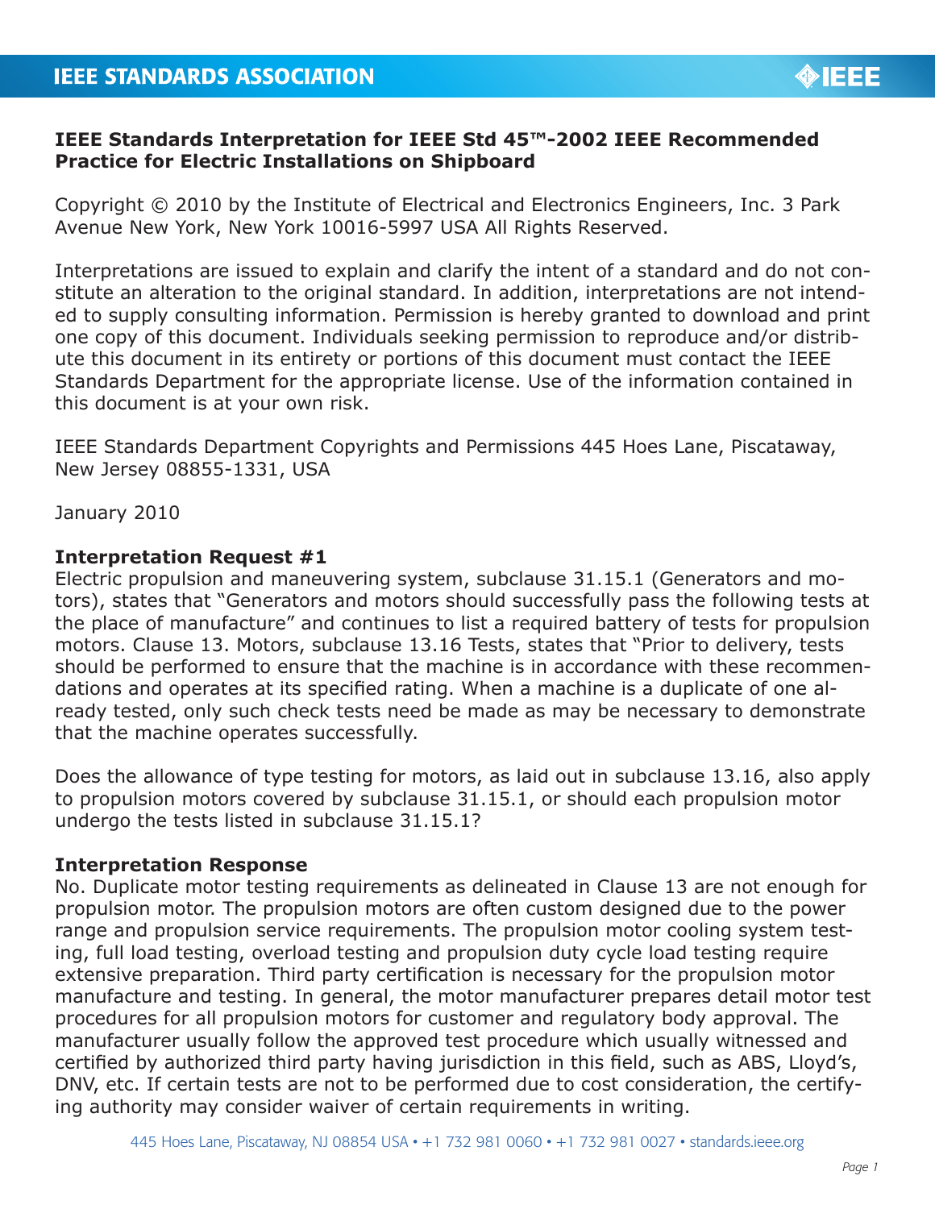**IEEE Standards Interpretation for IEEE Std 45™-2002 IEEE Recommended Practice for Electric Installations on Shipboard**

Copyright © 2010 by the Institute of Electrical and Electronics Engineers, Inc. 3 Park Avenue New York, New York 10016-5997 USA All Rights Reserved.

Interpretations are issued to explain and clarify the intent of a standard and do not constitute an alteration to the original standard. In addition, interpretations are not intended to supply consulting information. Permission is hereby granted to download and print one copy of this document. Individuals seeking permission to reproduce and/or distribute this document in its entirety or portions of this document must contact the IEEE Standards Department for the appropriate license. Use of the information contained in this document is at your own risk.

IEEE Standards Department Copyrights and Permissions 445 Hoes Lane, Piscataway, New Jersey 08855-1331, USA

January 2010

**Interpretation Request #1**

Electric propulsion and maneuvering system, subclause 31.15.1 (Generators and motors), states that "Generators and motors should successfully pass the following tests at the place of manufacture" and continues to list a required battery of tests for propulsion motors. Clause 13. Motors, subclause 13.16 Tests, states that "Prior to delivery, tests should be performed to ensure that the machine is in accordance with these recommendations and operates at its specified rating. When a machine is a duplicate of one already tested, only such check tests need be made as may be necessary to demonstrate that the machine operates successfully.

Does the allowance of type testing for motors, as laid out in subclause 13.16, also apply to propulsion motors covered by subclause 31.15.1, or should each propulsion motor undergo the tests listed in subclause 31.15.1?

**Interpretation Response**

No. Duplicate motor testing requirements as delineated in Clause 13 are not enough for propulsion motor. The propulsion motors are often custom designed due to the power range and propulsion service requirements. The propulsion motor cooling system testing, full load testing, overload testing and propulsion duty cycle load testing require extensive preparation. Third party certification is necessary for the propulsion motor manufacture and testing. In general, the motor manufacturer prepares detail motor test procedures for all propulsion motors for customer and regulatory body approval. The manufacturer usually follow the approved test procedure which usually witnessed and certified by authorized third party having jurisdiction in this field, such as ABS, Lloyd's, DNV, etc. If certain tests are not to be performed due to cost consideration, the certifying authority may consider waiver of certain requirements in writing.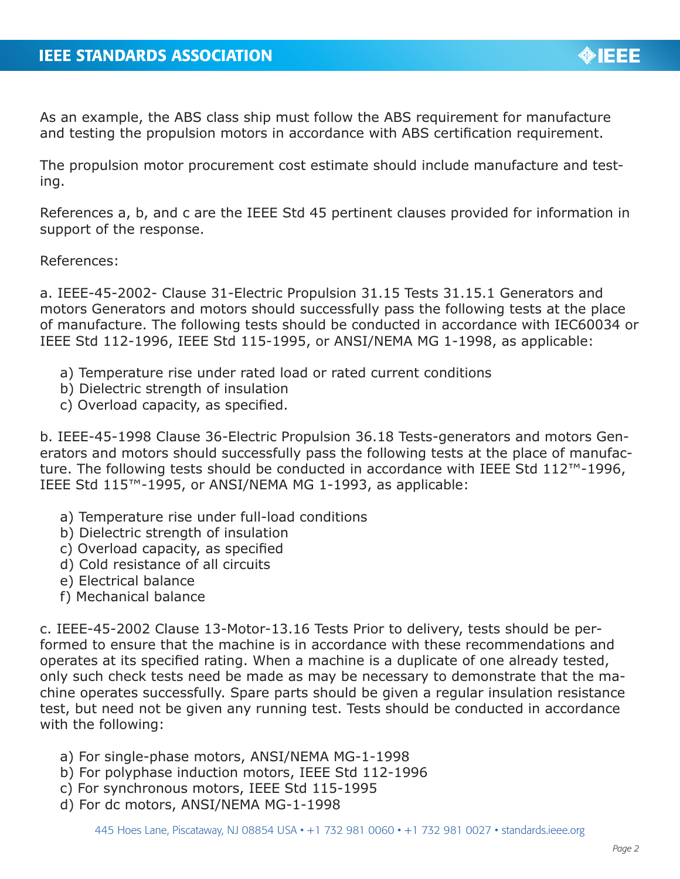As an example, the ABS class ship must follow the ABS requirement for manufacture and testing the propulsion motors in accordance with ABS certification requirement.

The propulsion motor procurement cost estimate should include manufacture and testing.

References a, b, and c are the IEEE Std 45 pertinent clauses provided for information in support of the response.

References:

a. IEEE-45-2002- Clause 31-Electric Propulsion 31.15 Tests 31.15.1 Generators and motors Generators and motors should successfully pass the following tests at the place of manufacture. The following tests should be conducted in accordance with IEC60034 or IEEE Std 112-1996, IEEE Std 115-1995, or ANSI/NEMA MG 1-1998, as applicable:

- a) Temperature rise under rated load or rated current conditions
- b) Dielectric strength of insulation
- c) Overload capacity, as specified.

b. IEEE-45-1998 Clause 36-Electric Propulsion 36.18 Tests-generators and motors Generators and motors should successfully pass the following tests at the place of manufacture. The following tests should be conducted in accordance with IEEE Std 112™-1996, IEEE Std 115™-1995, or ANSI/NEMA MG 1-1993, as applicable:

- a) Temperature rise under full-load conditions
- b) Dielectric strength of insulation
- c) Overload capacity, as specified
- d) Cold resistance of all circuits
- e) Electrical balance
- f) Mechanical balance

c. IEEE-45-2002 Clause 13-Motor-13.16 Tests Prior to delivery, tests should be performed to ensure that the machine is in accordance with these recommendations and operates at its specified rating. When a machine is a duplicate of one already tested, only such check tests need be made as may be necessary to demonstrate that the machine operates successfully. Spare parts should be given a regular insulation resistance test, but need not be given any running test. Tests should be conducted in accordance with the following:

- a) For single-phase motors, ANSI/NEMA MG-1-1998
- b) For polyphase induction motors, IEEE Std 112-1996
- c) For synchronous motors, IEEE Std 115-1995
- d) For dc motors, ANSI/NEMA MG-1-1998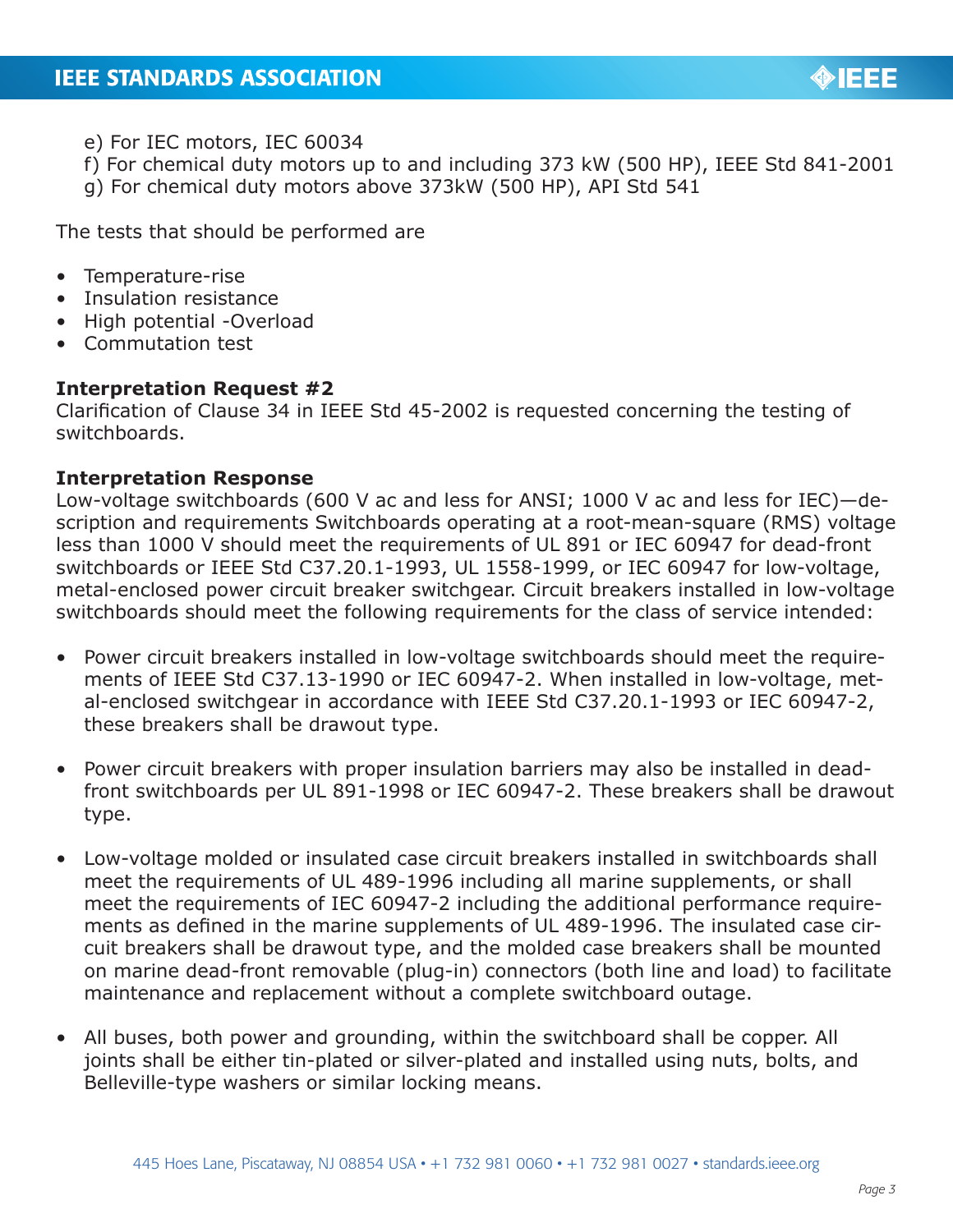e) For IEC motors, IEC 60034
f) For chemical duty motors up to and including 373 kW (500 HP), IEEE Std 841-2001
g) For chemical duty motors above 373kW (500 HP), API Std 541

The tests that should be performed are

- Temperature-rise
- Insulation resistance
- High potential -Overload
- Commutation test

**Interpretation Request #2**
Clarification of Clause 34 in IEEE Std 45-2002 is requested concerning the testing of switchboards.

**Interpretation Response**
Low-voltage switchboards (600 V ac and less for ANSI; 1000 V ac and less for IEC)—description and requirements Switchboards operating at a root-mean-square (RMS) voltage less than 1000 V should meet the requirements of UL 891 or IEC 60947 for dead-front switchboards or IEEE Std C37.20.1-1993, UL 1558-1999, or IEC 60947 for low-voltage, metal-enclosed power circuit breaker switchgear. Circuit breakers installed in low-voltage switchboards should meet the following requirements for the class of service intended:

- Power circuit breakers installed in low-voltage switchboards should meet the requirements of IEEE Std C37.13-1990 or IEC 60947-2. When installed in low-voltage, metal-enclosed switchgear in accordance with IEEE Std C37.20.1-1993 or IEC 60947-2, these breakers shall be drawout type.

- Power circuit breakers with proper insulation barriers may also be installed in dead-front switchboards per UL 891-1998 or IEC 60947-2. These breakers shall be drawout type.

- Low-voltage molded or insulated case circuit breakers installed in switchboards shall meet the requirements of UL 489-1996 including all marine supplements, or shall meet the requirements of IEC 60947-2 including the additional performance requirements as defined in the marine supplements of UL 489-1996. The insulated case circuit breakers shall be drawout type, and the molded case breakers shall be mounted on marine dead-front removable (plug-in) connectors (both line and load) to facilitate maintenance and replacement without a complete switchboard outage.

- All buses, both power and grounding, within the switchboard shall be copper. All joints shall be either tin-plated or silver-plated and installed using nuts, bolts, and Belleville-type washers or similar locking means.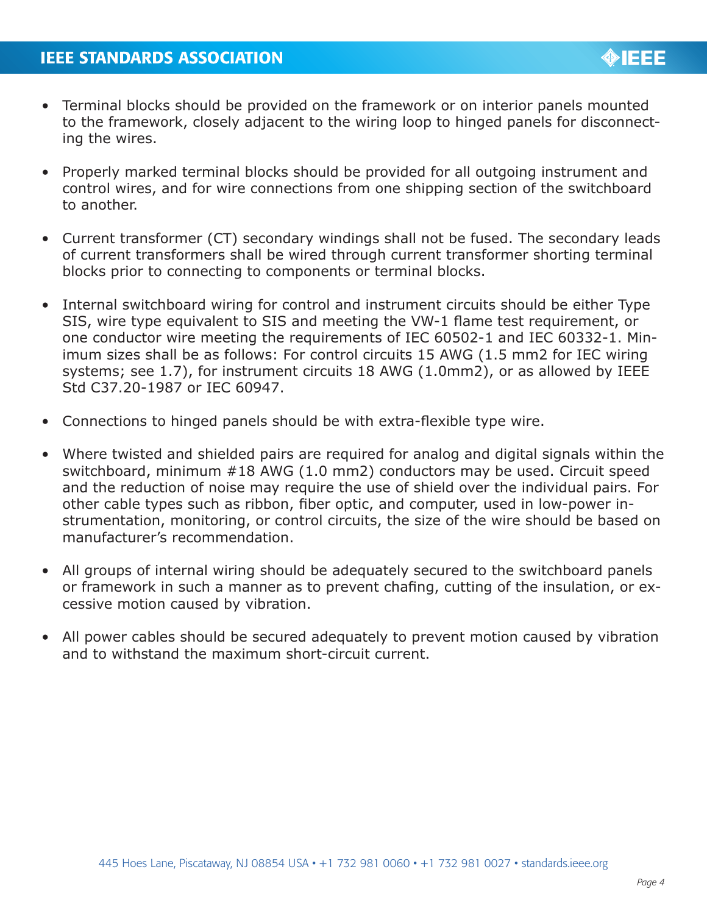- Terminal blocks should be provided on the framework or on interior panels mounted to the framework, closely adjacent to the wiring loop to hinged panels for disconnecting the wires.

- Properly marked terminal blocks should be provided for all outgoing instrument and control wires, and for wire connections from one shipping section of the switchboard to another.

- Current transformer (CT) secondary windings shall not be fused. The secondary leads of current transformers shall be wired through current transformer shorting terminal blocks prior to connecting to components or terminal blocks.

- Internal switchboard wiring for control and instrument circuits should be either Type SIS, wire type equivalent to SIS and meeting the VW-1 flame test requirement, or one conductor wire meeting the requirements of IEC 60502-1 and IEC 60332-1. Minimum sizes shall be as follows: For control circuits 15 AWG (1.5 mm2 for IEC wiring systems; see 1.7), for instrument circuits 18 AWG (1.0mm2), or as allowed by IEEE Std C37.20-1987 or IEC 60947.

- Connections to hinged panels should be with extra-flexible type wire.

- Where twisted and shielded pairs are required for analog and digital signals within the switchboard, minimum #18 AWG (1.0 mm2) conductors may be used. Circuit speed and the reduction of noise may require the use of shield over the individual pairs. For other cable types such as ribbon, fiber optic, and computer, used in low-power instrumentation, monitoring, or control circuits, the size of the wire should be based on manufacturer's recommendation.

- All groups of internal wiring should be adequately secured to the switchboard panels or framework in such a manner as to prevent chafing, cutting of the insulation, or excessive motion caused by vibration.

- All power cables should be secured adequately to prevent motion caused by vibration and to withstand the maximum short-circuit current.